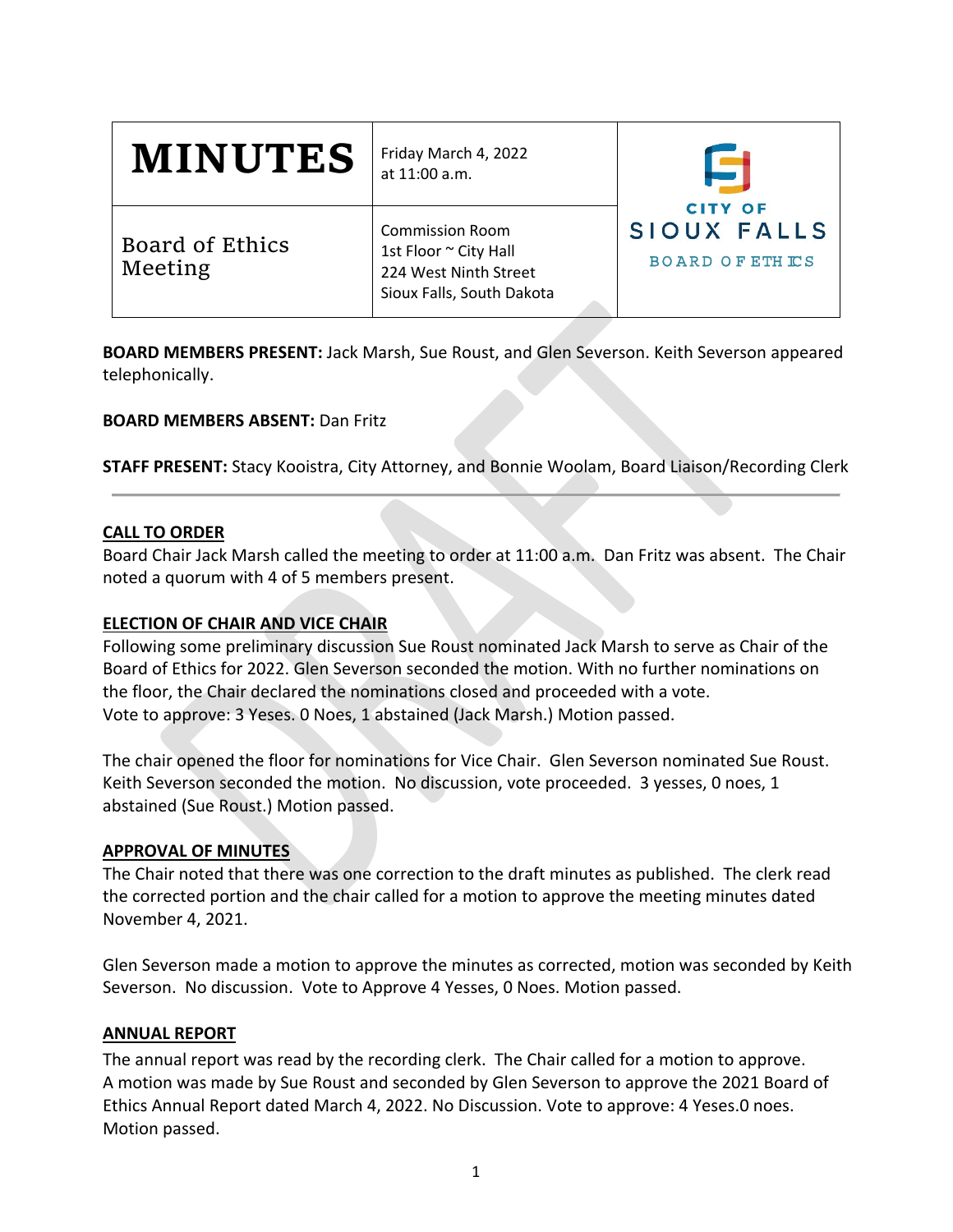| # MINUTES | Friday March 4, 2022 at 11:00 a.m. | CITY OF SIOUX FALLS BOARD OF ETHICS |
|---|---|---|
| Board of Ethics Meeting | Commission Room<br>1st Floor ~ City Hall<br>224 West Ninth Street<br>Sioux Falls, South Dakota | |

**BOARD MEMBERS PRESENT:** Jack Marsh, Sue Roust, and Glen Severson. Keith Severson appeared telephonically.

**BOARD MEMBERS ABSENT:** Dan Fritz

**STAFF PRESENT:** Stacy Kooistra, City Attorney, and Bonnie Woolam, Board Liaison/Recording Clerk

---

**CALL TO ORDER**

Board Chair Jack Marsh called the meeting to order at 11:00 a.m. Dan Fritz was absent. The Chair noted a quorum with 4 of 5 members present.

**ELECTION OF CHAIR AND VICE CHAIR**

Following some preliminary discussion Sue Roust nominated Jack Marsh to serve as Chair of the Board of Ethics for 2022. Glen Severson seconded the motion. With no further nominations on the floor, the Chair declared the nominations closed and proceeded with a vote.
Vote to approve: 3 Yeses. 0 Noes, 1 abstained (Jack Marsh.) Motion passed.

The chair opened the floor for nominations for Vice Chair. Glen Severson nominated Sue Roust. Keith Severson seconded the motion. No discussion, vote proceeded. 3 yesses, 0 noes, 1 abstained (Sue Roust.) Motion passed.

**APPROVAL OF MINUTES**

The Chair noted that there was one correction to the draft minutes as published. The clerk read the corrected portion and the chair called for a motion to approve the meeting minutes dated November 4, 2021.

Glen Severson made a motion to approve the minutes as corrected, motion was seconded by Keith Severson. No discussion. Vote to Approve 4 Yesses, 0 Noes. Motion passed.

**ANNUAL REPORT**

The annual report was read by the recording clerk. The Chair called for a motion to approve. A motion was made by Sue Roust and seconded by Glen Severson to approve the 2021 Board of Ethics Annual Report dated March 4, 2022. No Discussion. Vote to approve: 4 Yeses.0 noes. Motion passed.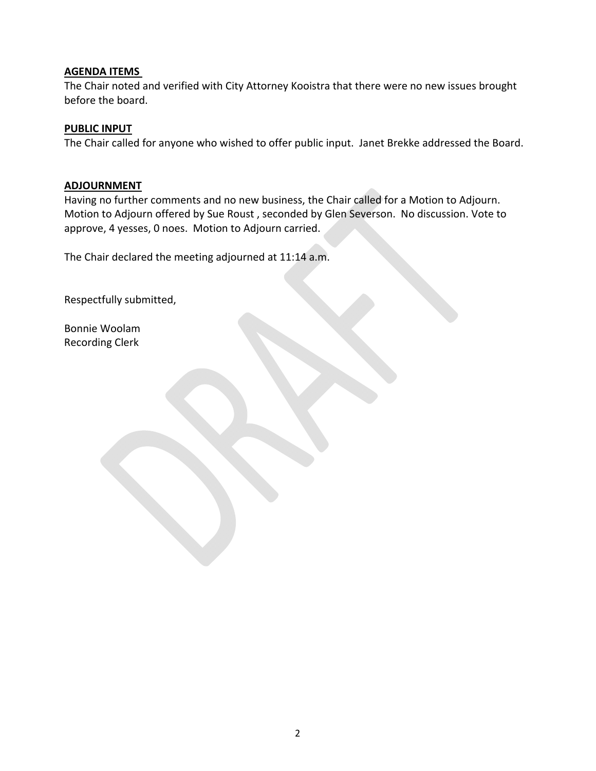**AGENDA ITEMS**

The Chair noted and verified with City Attorney Kooistra that there were no new issues brought before the board.

**PUBLIC INPUT**

The Chair called for anyone who wished to offer public input. Janet Brekke addressed the Board.

**ADJOURNMENT**

Having no further comments and no new business, the Chair called for a Motion to Adjourn. Motion to Adjourn offered by Sue Roust , seconded by Glen Severson. No discussion. Vote to approve, 4 yesses, 0 noes. Motion to Adjourn carried.

The Chair declared the meeting adjourned at 11:14 a.m.

Respectfully submitted,

Bonnie Woolam
Recording Clerk